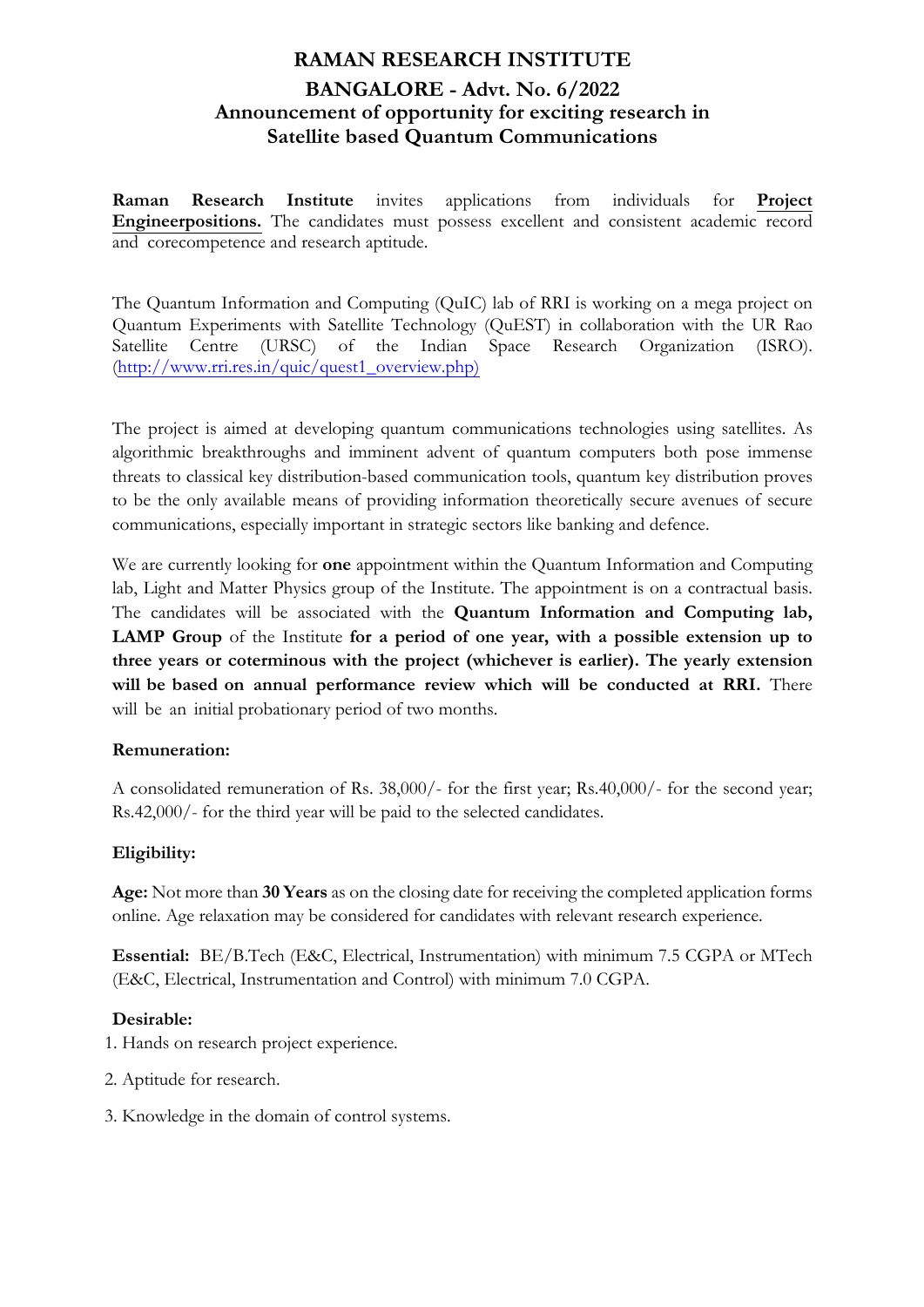# RAMAN RESEARCH INSTITUTE

## BANGALORE - Advt. No. 6/2022

## Announcement of opportunity for exciting research in Satellite based Quantum Communications

**Raman Research Institute** invites applications from individuals for **Project Engineerpositions.** The candidates must possess excellent and consistent academic record and corecompetence and research aptitude.

The Quantum Information and Computing (QuIC) lab of RRI is working on a mega project on Quantum Experiments with Satellite Technology (QuEST) in collaboration with the UR Rao Satellite Centre (URSC) of the Indian Space Research Organization (ISRO). (http://www.rri.res.in/quic/quest1_overview.php)

The project is aimed at developing quantum communications technologies using satellites. As algorithmic breakthroughs and imminent advent of quantum computers both pose immense threats to classical key distribution-based communication tools, quantum key distribution proves to be the only available means of providing information theoretically secure avenues of secure communications, especially important in strategic sectors like banking and defence.

We are currently looking for **one** appointment within the Quantum Information and Computing lab, Light and Matter Physics group of the Institute. The appointment is on a contractual basis. The candidates will be associated with the **Quantum Information and Computing lab, LAMP Group** of the Institute **for a period of one year, with a possible extension up to three years or coterminous with the project (whichever is earlier). The yearly extension will be based on annual performance review which will be conducted at RRI.** There will be an initial probationary period of two months.

**Remuneration:**

A consolidated remuneration of Rs. 38,000/- for the first year; Rs.40,000/- for the second year; Rs.42,000/- for the third year will be paid to the selected candidates.

**Eligibility:**

**Age:** Not more than **30 Years** as on the closing date for receiving the completed application forms online. Age relaxation may be considered for candidates with relevant research experience.

**Essential:** BE/B.Tech (E&C, Electrical, Instrumentation) with minimum 7.5 CGPA or MTech (E&C, Electrical, Instrumentation and Control) with minimum 7.0 CGPA.

**Desirable:**

1. Hands on research project experience.
2. Aptitude for research.
3. Knowledge in the domain of control systems.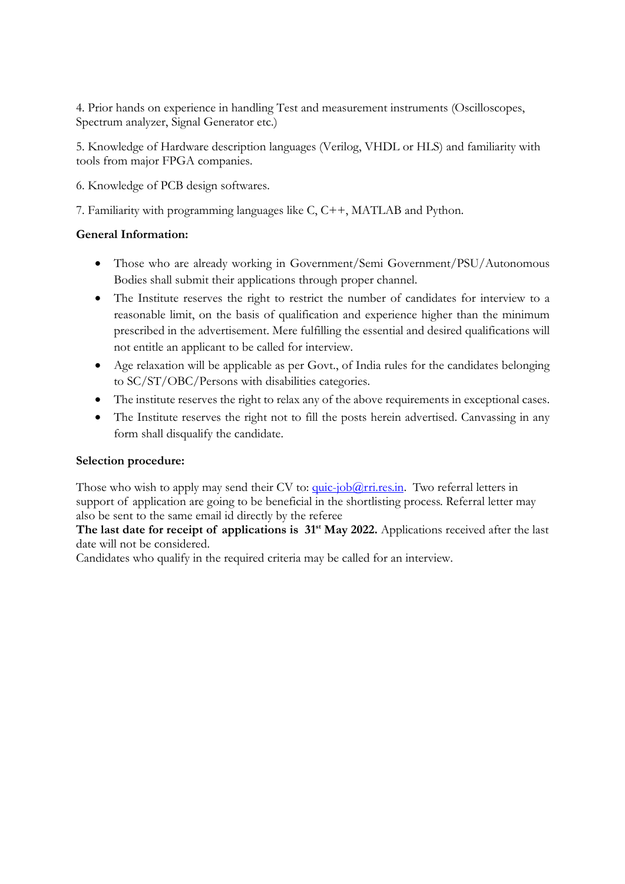4. Prior hands on experience in handling Test and measurement instruments (Oscilloscopes, Spectrum analyzer, Signal Generator etc.)

5. Knowledge of Hardware description languages (Verilog, VHDL or HLS) and familiarity with tools from major FPGA companies.

6. Knowledge of PCB design softwares.

7. Familiarity with programming languages like C, C++, MATLAB and Python.

**General Information:**

- Those who are already working in Government/Semi Government/PSU/Autonomous Bodies shall submit their applications through proper channel.
- The Institute reserves the right to restrict the number of candidates for interview to a reasonable limit, on the basis of qualification and experience higher than the minimum prescribed in the advertisement. Mere fulfilling the essential and desired qualifications will not entitle an applicant to be called for interview.
- Age relaxation will be applicable as per Govt., of India rules for the candidates belonging to SC/ST/OBC/Persons with disabilities categories.
- The institute reserves the right to relax any of the above requirements in exceptional cases.
- The Institute reserves the right not to fill the posts herein advertised. Canvassing in any form shall disqualify the candidate.

**Selection procedure:**

Those who wish to apply may send their CV to: quic-job@rri.res.in. Two referral letters in support of application are going to be beneficial in the shortlisting process. Referral letter may also be sent to the same email id directly by the referee

**The last date for receipt of applications is 31st May 2022.** Applications received after the last date will not be considered.

Candidates who qualify in the required criteria may be called for an interview.